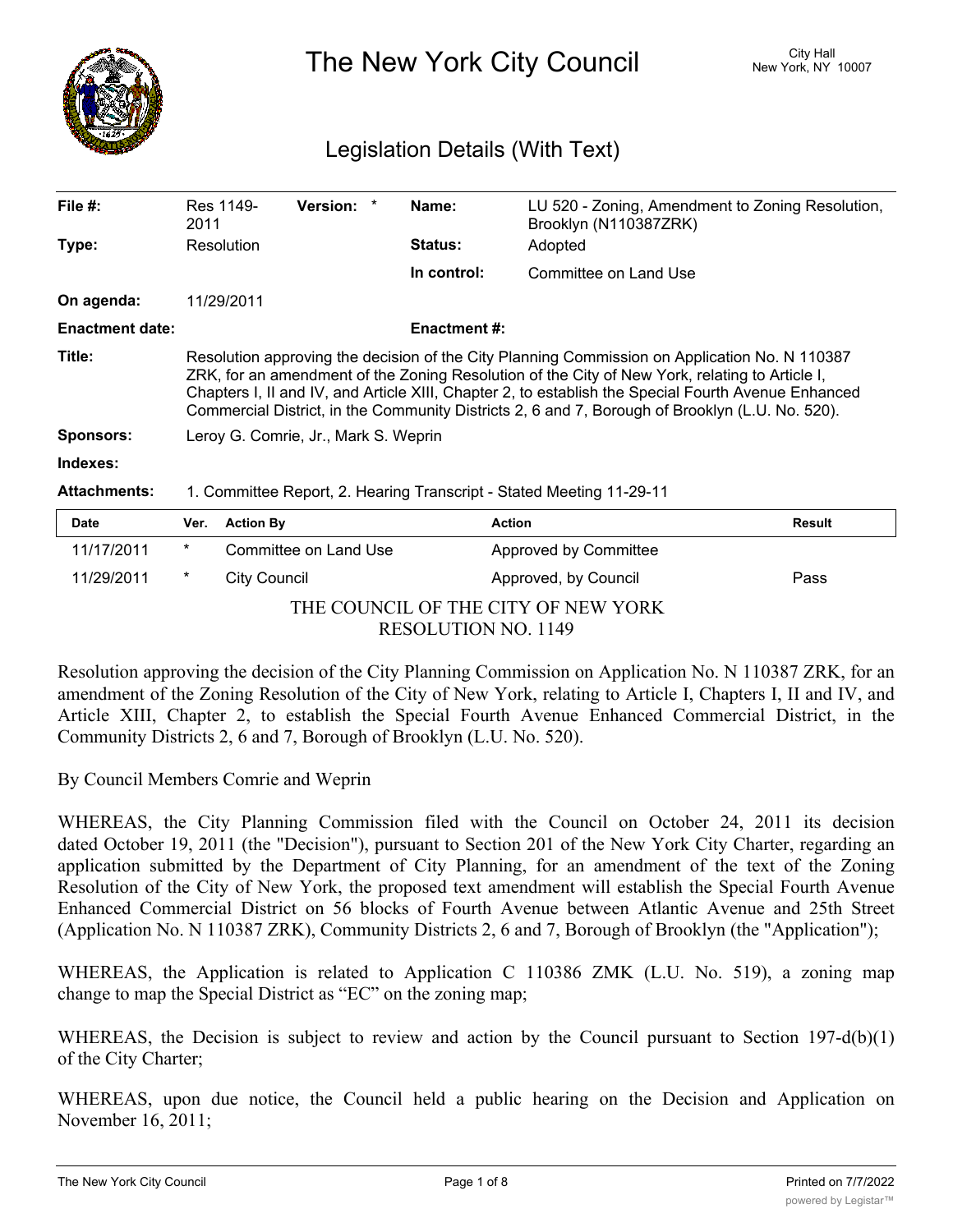# The New York City Council

City Hall
New York, NY 10007

## Legislation Details (With Text)

| | | | | | |
|---|---|---|---|---|---|
| **File #:** | Res 1149-2011 | **Version:** * | | **Name:** | LU 520 - Zoning, Amendment to Zoning Resolution, Brooklyn (N110387ZRK) |
| **Type:** | Resolution | | | **Status:** | Adopted |
| | | | | **In control:** | Committee on Land Use |
| **On agenda:** | 11/29/2011 | | | | |
| **Enactment date:** | | | | **Enactment #:** | |

**Title:** Resolution approving the decision of the City Planning Commission on Application No. N 110387 ZRK, for an amendment of the Zoning Resolution of the City of New York, relating to Article I, Chapters I, II and IV, and Article XIII, Chapter 2, to establish the Special Fourth Avenue Enhanced Commercial District, in the Community Districts 2, 6 and 7, Borough of Brooklyn (L.U. No. 520).

**Sponsors:** Leroy G. Comrie, Jr., Mark S. Weprin

**Indexes:**

**Attachments:** 1. Committee Report, 2. Hearing Transcript - Stated Meeting 11-29-11

| Date | Ver. | Action By | Action | Result |
|---|---|---|---|---|
| 11/17/2011 | * | Committee on Land Use | Approved by Committee | |
| 11/29/2011 | * | City Council | Approved, by Council | Pass |

THE COUNCIL OF THE CITY OF NEW YORK
RESOLUTION NO. 1149

Resolution approving the decision of the City Planning Commission on Application No. N 110387 ZRK, for an amendment of the Zoning Resolution of the City of New York, relating to Article I, Chapters I, II and IV, and Article XIII, Chapter 2, to establish the Special Fourth Avenue Enhanced Commercial District, in the Community Districts 2, 6 and 7, Borough of Brooklyn (L.U. No. 520).

By Council Members Comrie and Weprin

WHEREAS, the City Planning Commission filed with the Council on October 24, 2011 its decision dated October 19, 2011 (the "Decision"), pursuant to Section 201 of the New York City Charter, regarding an application submitted by the Department of City Planning, for an amendment of the text of the Zoning Resolution of the City of New York, the proposed text amendment will establish the Special Fourth Avenue Enhanced Commercial District on 56 blocks of Fourth Avenue between Atlantic Avenue and 25th Street (Application No. N 110387 ZRK), Community Districts 2, 6 and 7, Borough of Brooklyn (the "Application");

WHEREAS, the Application is related to Application C 110386 ZMK (L.U. No. 519), a zoning map change to map the Special District as "EC" on the zoning map;

WHEREAS, the Decision is subject to review and action by the Council pursuant to Section 197-d(b)(1) of the City Charter;

WHEREAS, upon due notice, the Council held a public hearing on the Decision and Application on November 16, 2011;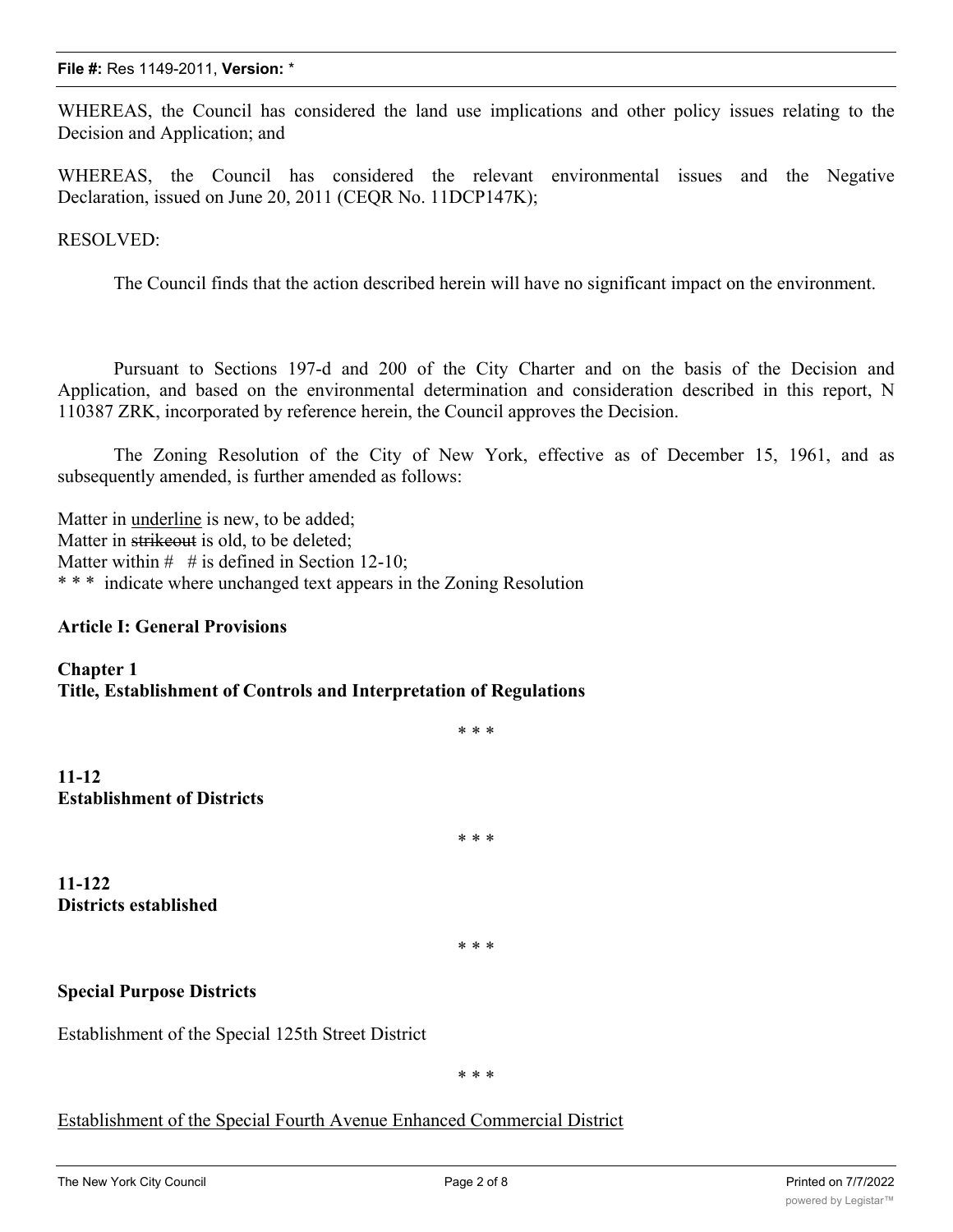WHEREAS, the Council has considered the land use implications and other policy issues relating to the Decision and Application; and

WHEREAS, the Council has considered the relevant environmental issues and the Negative Declaration, issued on June 20, 2011 (CEQR No. 11DCP147K);

RESOLVED:

The Council finds that the action described herein will have no significant impact on the environment.

Pursuant to Sections 197-d and 200 of the City Charter and on the basis of the Decision and Application, and based on the environmental determination and consideration described in this report, N 110387 ZRK, incorporated by reference herein, the Council approves the Decision.

The Zoning Resolution of the City of New York, effective as of December 15, 1961, and as subsequently amended, is further amended as follows:

Matter in <u>underline</u> is new, to be added;
Matter in ~~strikeout~~ is old, to be deleted;
Matter within # # is defined in Section 12-10;
* * * indicate where unchanged text appears in the Zoning Resolution

**Article I: General Provisions**

**Chapter 1**
**Title, Establishment of Controls and Interpretation of Regulations**

* * *

**11-12**
**Establishment of Districts**

* * *

**11-122**
**Districts established**

* * *

**Special Purpose Districts**

Establishment of the Special 125th Street District

* * *

<u>Establishment of the Special Fourth Avenue Enhanced Commercial District</u>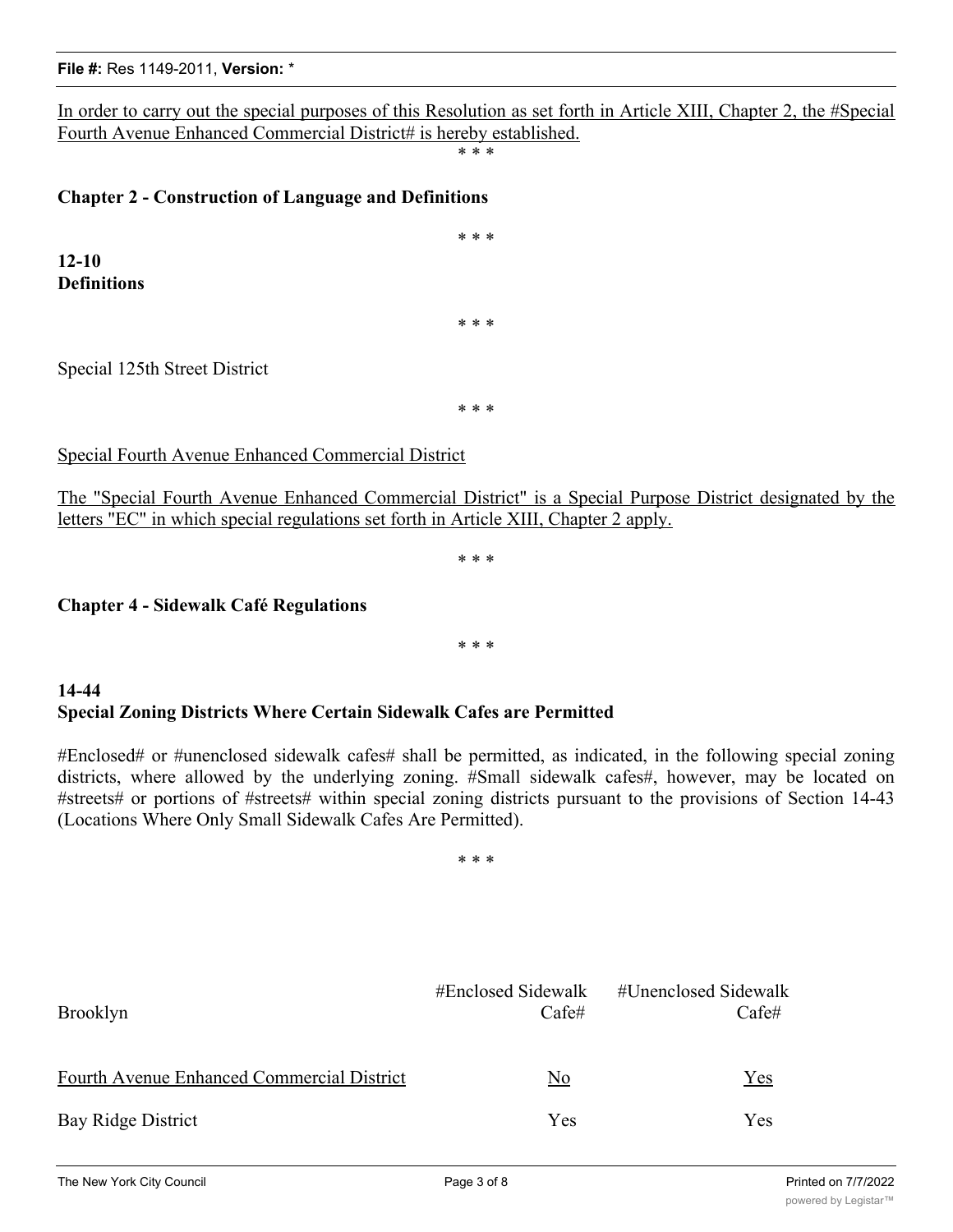In order to carry out the special purposes of this Resolution as set forth in Article XIII, Chapter 2, the #Special Fourth Avenue Enhanced Commercial District# is hereby established.

\* \* \*

**Chapter 2 - Construction of Language and Definitions**

\* \* \*

**12-10**
**Definitions**

\* \* \*

Special 125th Street District

\* \* \*

Special Fourth Avenue Enhanced Commercial District

The "Special Fourth Avenue Enhanced Commercial District" is a Special Purpose District designated by the letters "EC" in which special regulations set forth in Article XIII, Chapter 2 apply.

\* \* \*

**Chapter 4 - Sidewalk Café Regulations**

\* \* \*

**14-44**
**Special Zoning Districts Where Certain Sidewalk Cafes are Permitted**

#Enclosed# or #unenclosed sidewalk cafes# shall be permitted, as indicated, in the following special zoning districts, where allowed by the underlying zoning. #Small sidewalk cafes#, however, may be located on #streets# or portions of #streets# within special zoning districts pursuant to the provisions of Section 14-43 (Locations Where Only Small Sidewalk Cafes Are Permitted).

\* \* \*

| Brooklyn | #Enclosed Sidewalk Cafe# | #Unenclosed Sidewalk Cafe# |
|---|---|---|
| Fourth Avenue Enhanced Commercial District | No | Yes |
| Bay Ridge District | Yes | Yes |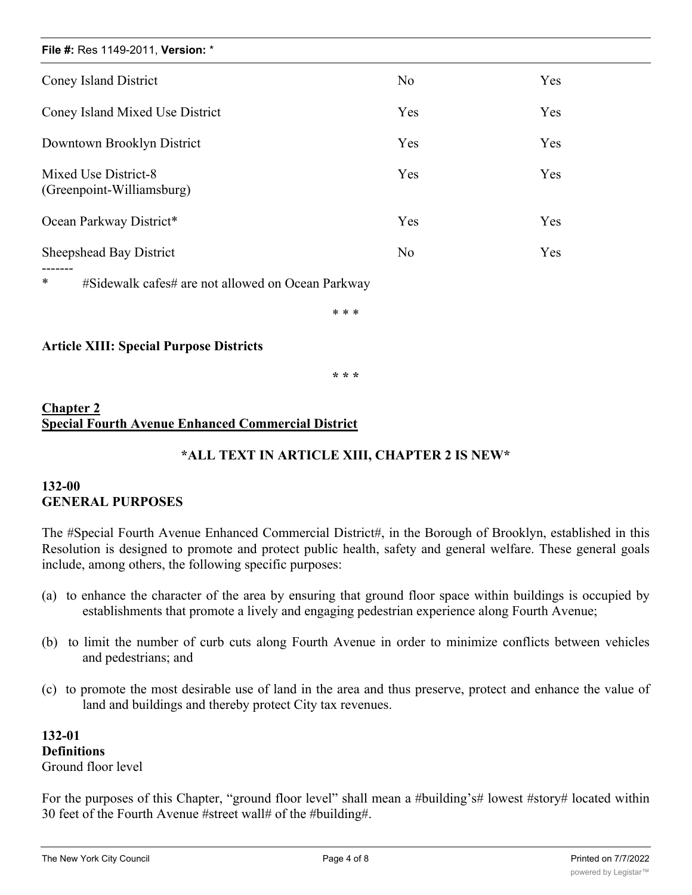| | | |
|---|---|---|
| Coney Island District | No | Yes |
| Coney Island Mixed Use District | Yes | Yes |
| Downtown Brooklyn District | Yes | Yes |
| Mixed Use District-8 (Greenpoint-Williamsburg) | Yes | Yes |
| Ocean Parkway District* | Yes | Yes |
| Sheepshead Bay District | No | Yes |

-------

\* #Sidewalk cafes# are not allowed on Ocean Parkway

\* \* \*

**Article XIII: Special Purpose Districts**

\* \* \*

**Chapter 2**
**Special Fourth Avenue Enhanced Commercial District**

**\*ALL TEXT IN ARTICLE XIII, CHAPTER 2 IS NEW\***

**132-00**
**GENERAL PURPOSES**

The #Special Fourth Avenue Enhanced Commercial District#, in the Borough of Brooklyn, established in this Resolution is designed to promote and protect public health, safety and general welfare. These general goals include, among others, the following specific purposes:

(a) to enhance the character of the area by ensuring that ground floor space within buildings is occupied by establishments that promote a lively and engaging pedestrian experience along Fourth Avenue;

(b) to limit the number of curb cuts along Fourth Avenue in order to minimize conflicts between vehicles and pedestrians; and

(c) to promote the most desirable use of land in the area and thus preserve, protect and enhance the value of land and buildings and thereby protect City tax revenues.

**132-01**
**Definitions**
Ground floor level

For the purposes of this Chapter, "ground floor level" shall mean a #building's# lowest #story# located within 30 feet of the Fourth Avenue #street wall# of the #building#.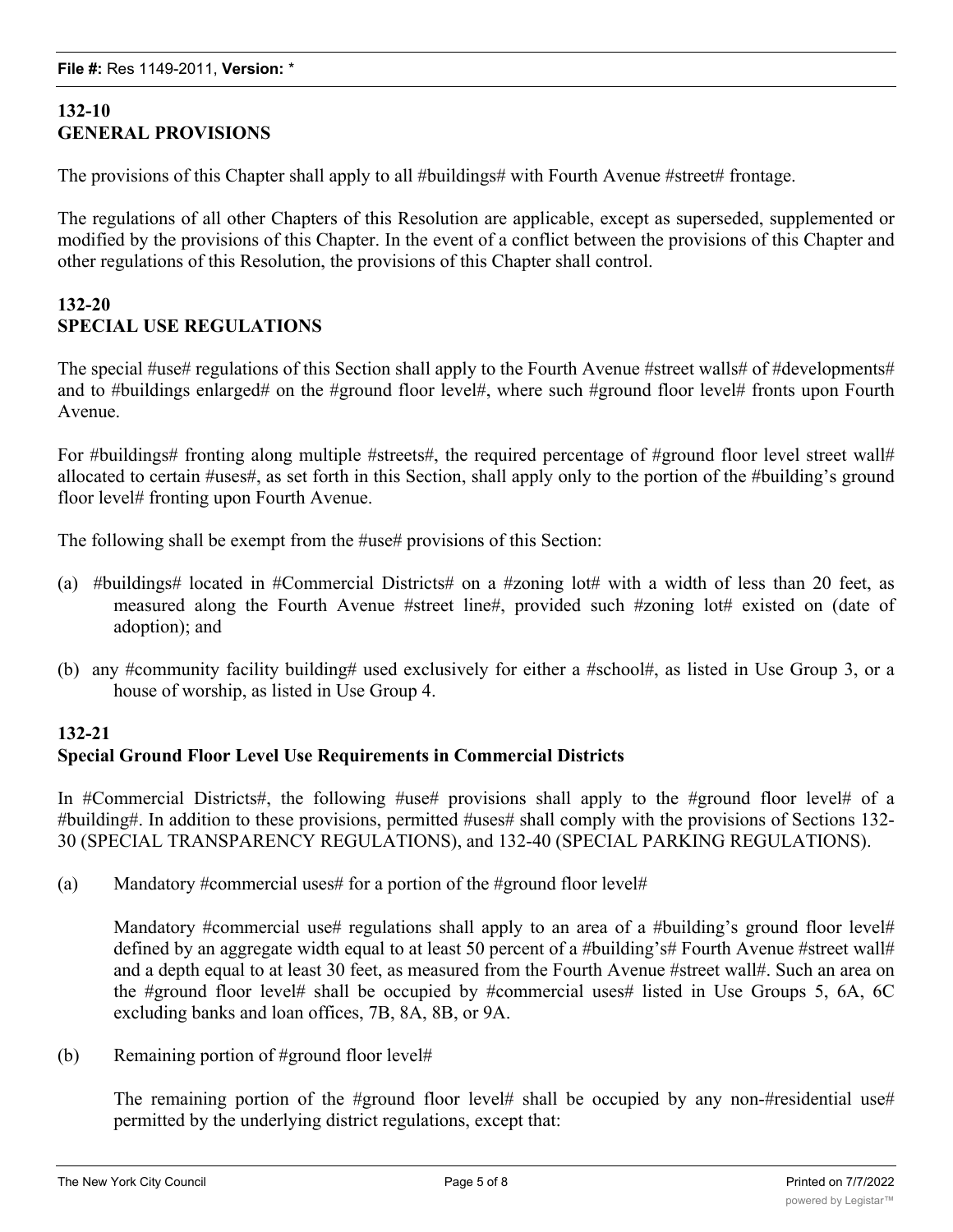**132-10**
**GENERAL PROVISIONS**

The provisions of this Chapter shall apply to all #buildings# with Fourth Avenue #street# frontage.

The regulations of all other Chapters of this Resolution are applicable, except as superseded, supplemented or modified by the provisions of this Chapter. In the event of a conflict between the provisions of this Chapter and other regulations of this Resolution, the provisions of this Chapter shall control.

**132-20**
**SPECIAL USE REGULATIONS**

The special #use# regulations of this Section shall apply to the Fourth Avenue #street walls# of #developments# and to #buildings enlarged# on the #ground floor level#, where such #ground floor level# fronts upon Fourth Avenue.

For #buildings# fronting along multiple #streets#, the required percentage of #ground floor level street wall# allocated to certain #uses#, as set forth in this Section, shall apply only to the portion of the #building's ground floor level# fronting upon Fourth Avenue.

The following shall be exempt from the #use# provisions of this Section:

(a) #buildings# located in #Commercial Districts# on a #zoning lot# with a width of less than 20 feet, as measured along the Fourth Avenue #street line#, provided such #zoning lot# existed on (date of adoption); and

(b) any #community facility building# used exclusively for either a #school#, as listed in Use Group 3, or a house of worship, as listed in Use Group 4.

**132-21**
**Special Ground Floor Level Use Requirements in Commercial Districts**

In #Commercial Districts#, the following #use# provisions shall apply to the #ground floor level# of a #building#. In addition to these provisions, permitted #uses# shall comply with the provisions of Sections 132-30 (SPECIAL TRANSPARENCY REGULATIONS), and 132-40 (SPECIAL PARKING REGULATIONS).

(a) Mandatory #commercial uses# for a portion of the #ground floor level#

Mandatory #commercial use# regulations shall apply to an area of a #building's ground floor level# defined by an aggregate width equal to at least 50 percent of a #building's# Fourth Avenue #street wall# and a depth equal to at least 30 feet, as measured from the Fourth Avenue #street wall#. Such an area on the #ground floor level# shall be occupied by #commercial uses# listed in Use Groups 5, 6A, 6C excluding banks and loan offices, 7B, 8A, 8B, or 9A.

(b) Remaining portion of #ground floor level#

The remaining portion of the #ground floor level# shall be occupied by any non-#residential use# permitted by the underlying district regulations, except that: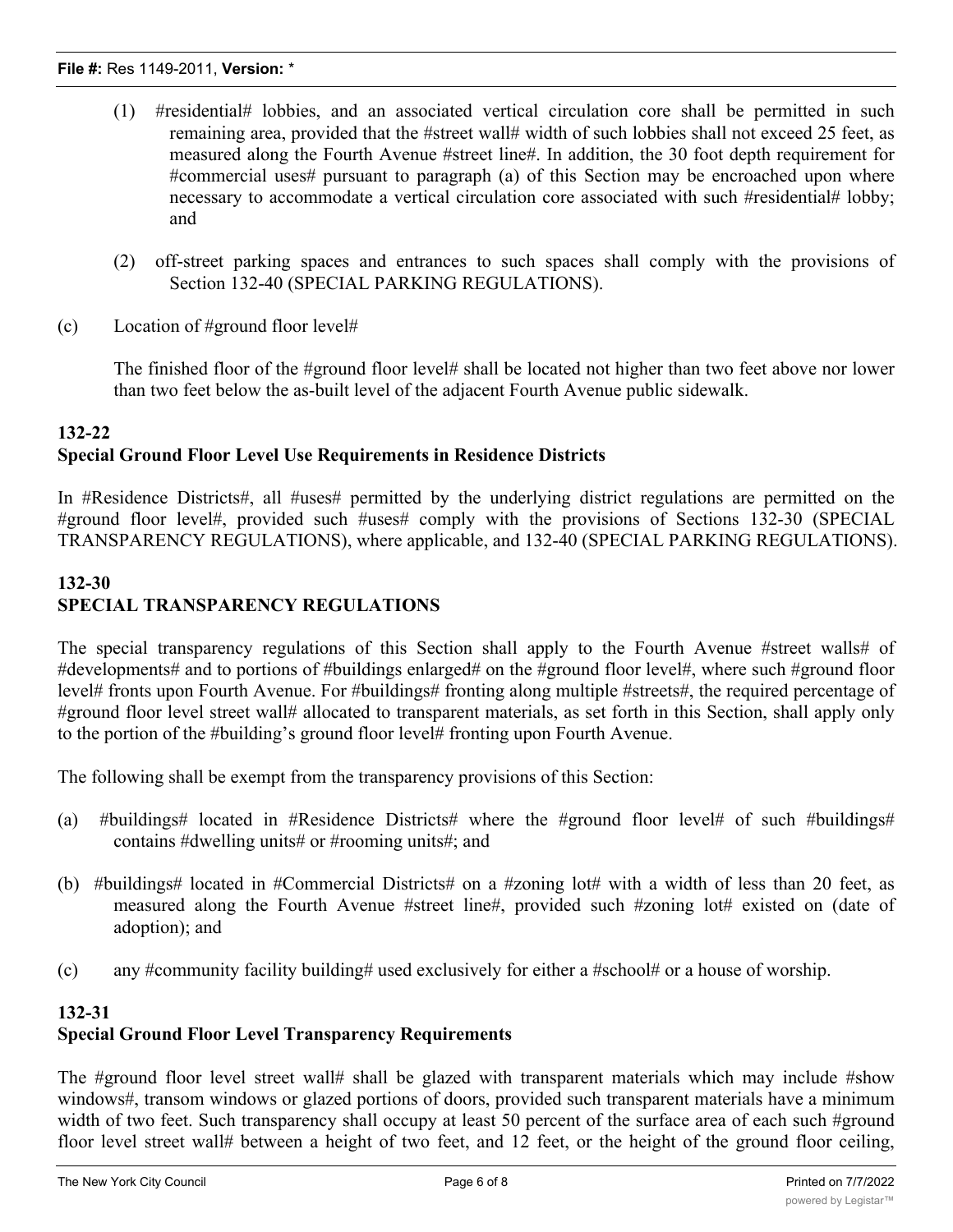(1) #residential# lobbies, and an associated vertical circulation core shall be permitted in such remaining area, provided that the #street wall# width of such lobbies shall not exceed 25 feet, as measured along the Fourth Avenue #street line#. In addition, the 30 foot depth requirement for #commercial uses# pursuant to paragraph (a) of this Section may be encroached upon where necessary to accommodate a vertical circulation core associated with such #residential# lobby; and

(2) off-street parking spaces and entrances to such spaces shall comply with the provisions of Section 132-40 (SPECIAL PARKING REGULATIONS).

(c) Location of #ground floor level#

The finished floor of the #ground floor level# shall be located not higher than two feet above nor lower than two feet below the as-built level of the adjacent Fourth Avenue public sidewalk.

**132-22**
**Special Ground Floor Level Use Requirements in Residence Districts**

In #Residence Districts#, all #uses# permitted by the underlying district regulations are permitted on the #ground floor level#, provided such #uses# comply with the provisions of Sections 132-30 (SPECIAL TRANSPARENCY REGULATIONS), where applicable, and 132-40 (SPECIAL PARKING REGULATIONS).

**132-30**
**SPECIAL TRANSPARENCY REGULATIONS**

The special transparency regulations of this Section shall apply to the Fourth Avenue #street walls# of #developments# and to portions of #buildings enlarged# on the #ground floor level#, where such #ground floor level# fronts upon Fourth Avenue. For #buildings# fronting along multiple #streets#, the required percentage of #ground floor level street wall# allocated to transparent materials, as set forth in this Section, shall apply only to the portion of the #building's ground floor level# fronting upon Fourth Avenue.

The following shall be exempt from the transparency provisions of this Section:

(a) #buildings# located in #Residence Districts# where the #ground floor level# of such #buildings# contains #dwelling units# or #rooming units#; and

(b) #buildings# located in #Commercial Districts# on a #zoning lot# with a width of less than 20 feet, as measured along the Fourth Avenue #street line#, provided such #zoning lot# existed on (date of adoption); and

(c) any #community facility building# used exclusively for either a #school# or a house of worship.

**132-31**
**Special Ground Floor Level Transparency Requirements**

The #ground floor level street wall# shall be glazed with transparent materials which may include #show windows#, transom windows or glazed portions of doors, provided such transparent materials have a minimum width of two feet. Such transparency shall occupy at least 50 percent of the surface area of each such #ground floor level street wall# between a height of two feet, and 12 feet, or the height of the ground floor ceiling,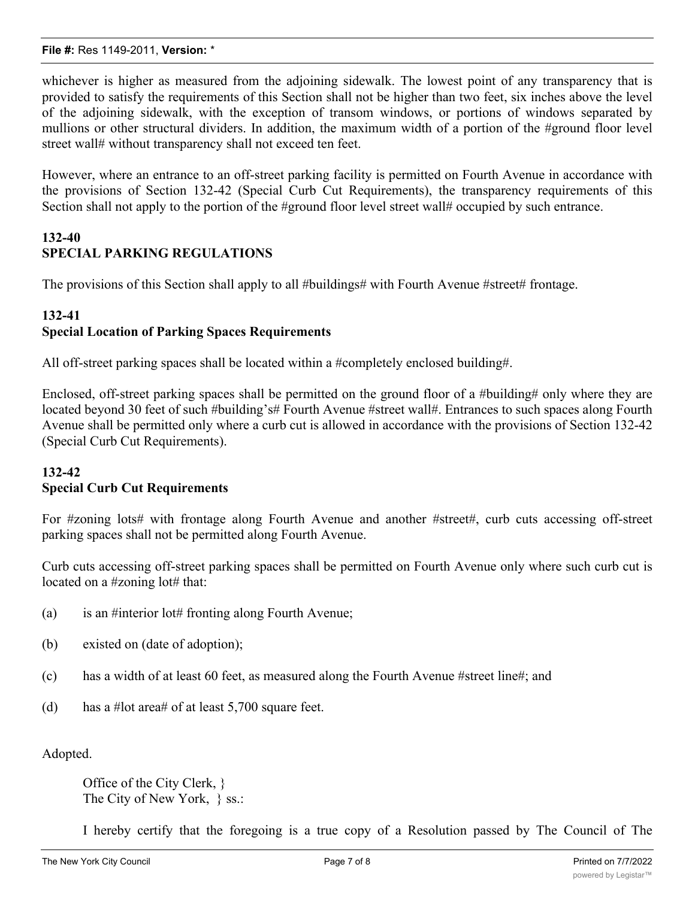whichever is higher as measured from the adjoining sidewalk. The lowest point of any transparency that is provided to satisfy the requirements of this Section shall not be higher than two feet, six inches above the level of the adjoining sidewalk, with the exception of transom windows, or portions of windows separated by mullions or other structural dividers. In addition, the maximum width of a portion of the #ground floor level street wall# without transparency shall not exceed ten feet.

However, where an entrance to an off-street parking facility is permitted on Fourth Avenue in accordance with the provisions of Section 132-42 (Special Curb Cut Requirements), the transparency requirements of this Section shall not apply to the portion of the #ground floor level street wall# occupied by such entrance.

**132-40**
**SPECIAL PARKING REGULATIONS**

The provisions of this Section shall apply to all #buildings# with Fourth Avenue #street# frontage.

**132-41**
**Special Location of Parking Spaces Requirements**

All off-street parking spaces shall be located within a #completely enclosed building#.

Enclosed, off-street parking spaces shall be permitted on the ground floor of a #building# only where they are located beyond 30 feet of such #building's# Fourth Avenue #street wall#. Entrances to such spaces along Fourth Avenue shall be permitted only where a curb cut is allowed in accordance with the provisions of Section 132-42 (Special Curb Cut Requirements).

**132-42**
**Special Curb Cut Requirements**

For #zoning lots# with frontage along Fourth Avenue and another #street#, curb cuts accessing off-street parking spaces shall not be permitted along Fourth Avenue.

Curb cuts accessing off-street parking spaces shall be permitted on Fourth Avenue only where such curb cut is located on a #zoning lot# that:

(a) is an #interior lot# fronting along Fourth Avenue;

(b) existed on (date of adoption);

(c) has a width of at least 60 feet, as measured along the Fourth Avenue #street line#; and

(d) has a #lot area# of at least 5,700 square feet.

Adopted.

Office of the City Clerk, }
The City of New York, } ss.:

I hereby certify that the foregoing is a true copy of a Resolution passed by The Council of The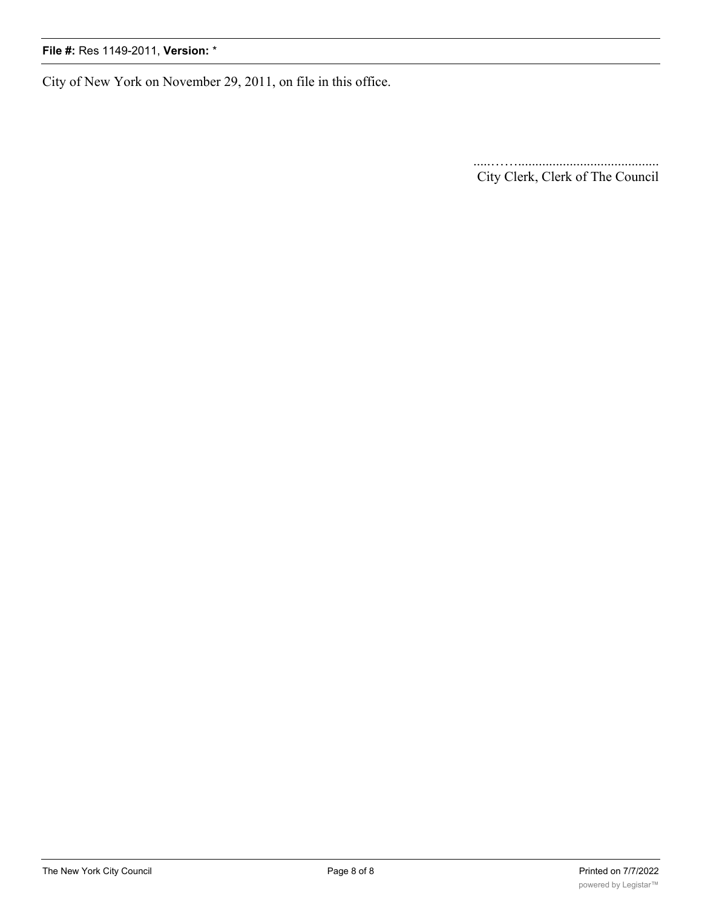City of New York on November 29, 2011, on file in this office.

.....……..........................................
City Clerk, Clerk of The Council